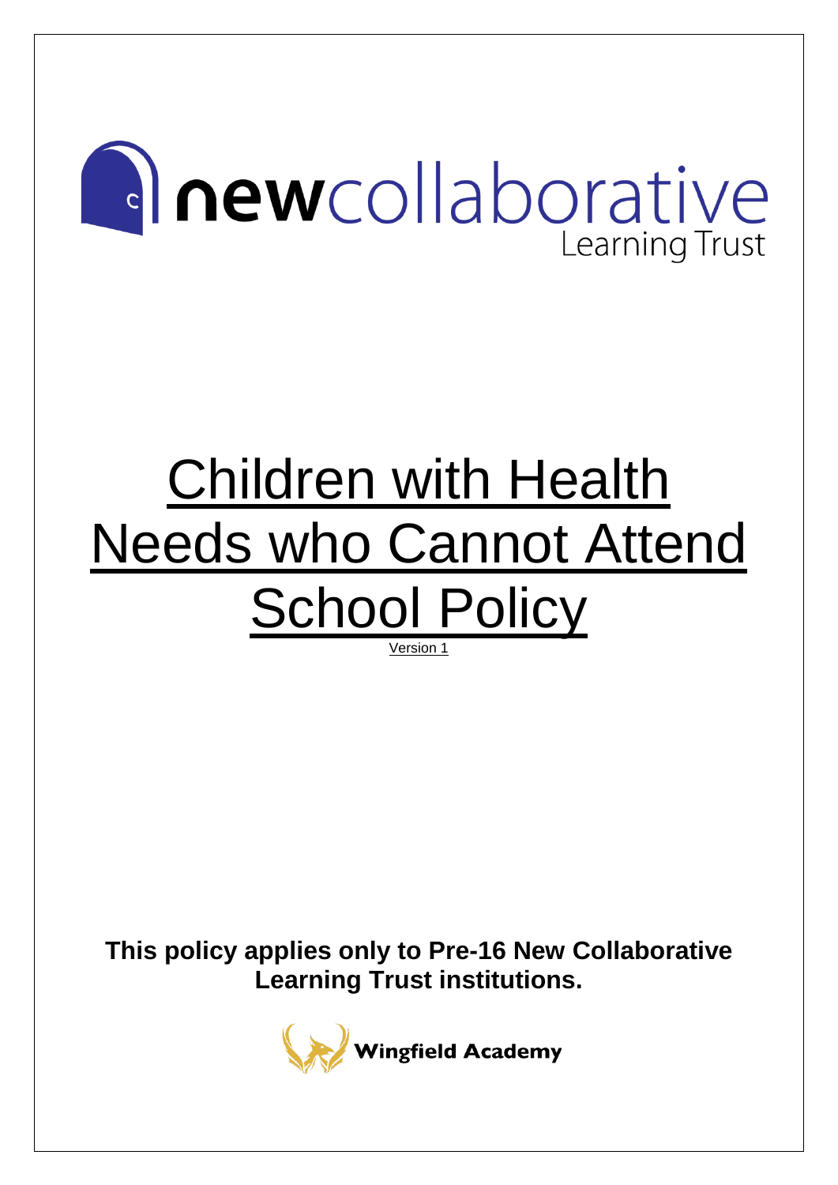newcollaborative Learning Trust

# Children with Health Needs who Cannot Attend School Policy

Version 1

**This policy applies only to Pre-16 New Collaborative Learning Trust institutions.**

Wingfield Academy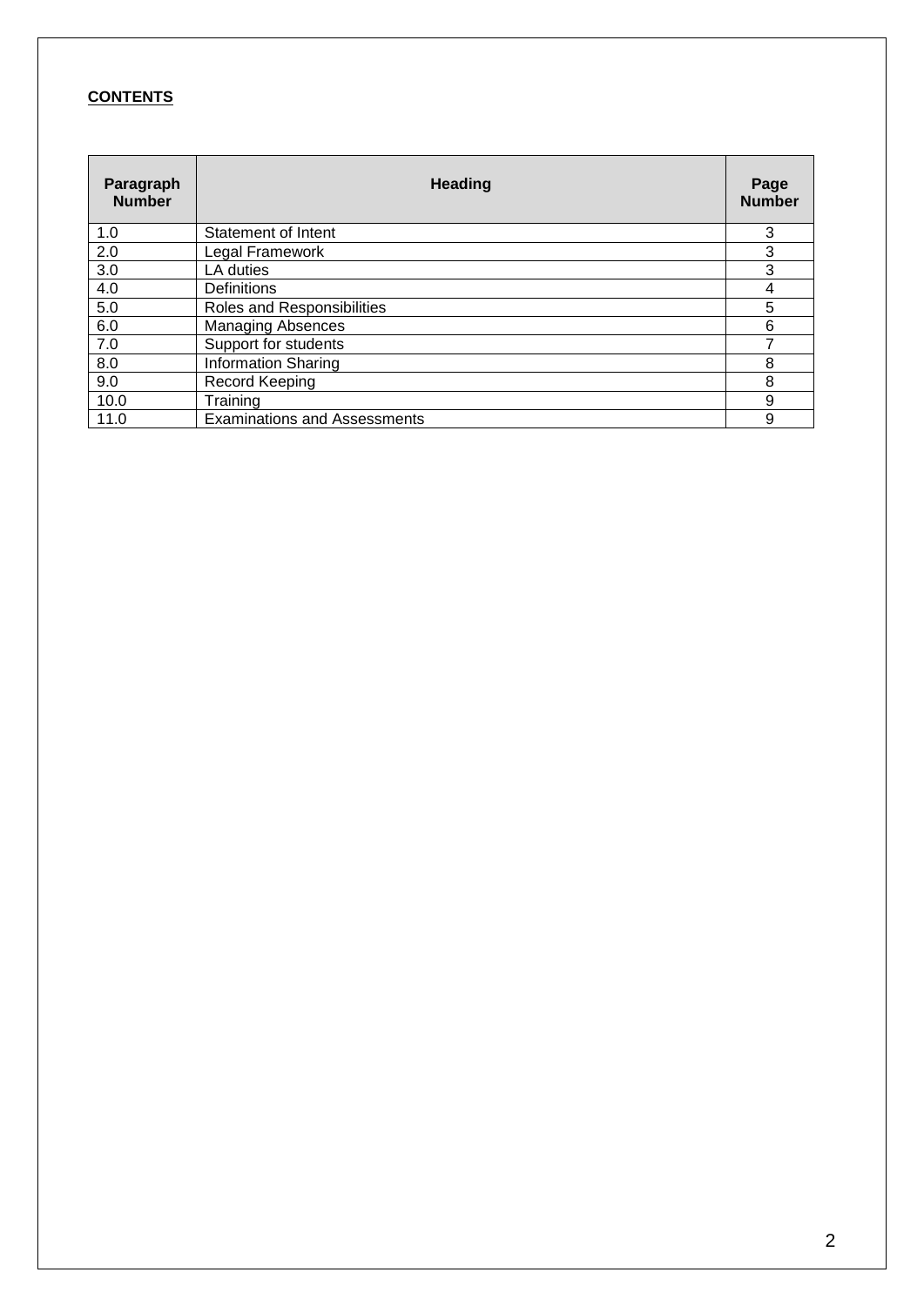**CONTENTS**

| Paragraph Number | Heading | Page Number |
|---|---|---|
| 1.0 | Statement of Intent | 3 |
| 2.0 | Legal Framework | 3 |
| 3.0 | LA duties | 3 |
| 4.0 | Definitions | 4 |
| 5.0 | Roles and Responsibilities | 5 |
| 6.0 | Managing Absences | 6 |
| 7.0 | Support for students | 7 |
| 8.0 | Information Sharing | 8 |
| 9.0 | Record Keeping | 8 |
| 10.0 | Training | 9 |
| 11.0 | Examinations and Assessments | 9 |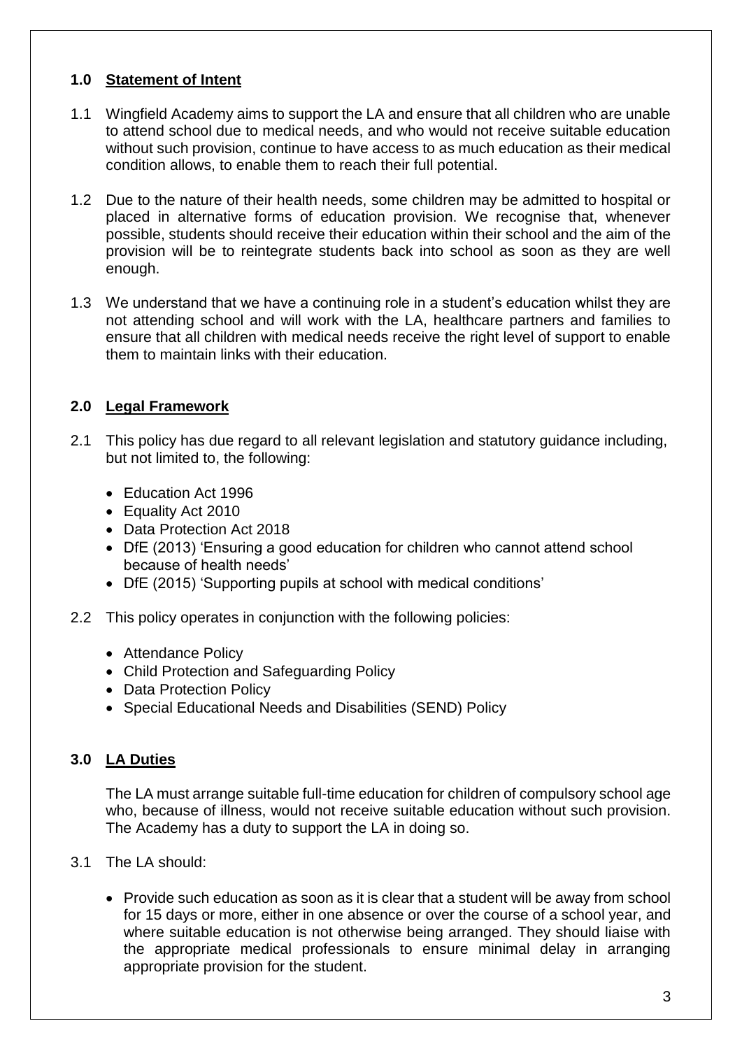## 1.0 Statement of Intent

1.1 Wingfield Academy aims to support the LA and ensure that all children who are unable to attend school due to medical needs, and who would not receive suitable education without such provision, continue to have access to as much education as their medical condition allows, to enable them to reach their full potential.

1.2 Due to the nature of their health needs, some children may be admitted to hospital or placed in alternative forms of education provision. We recognise that, whenever possible, students should receive their education within their school and the aim of the provision will be to reintegrate students back into school as soon as they are well enough.

1.3 We understand that we have a continuing role in a student's education whilst they are not attending school and will work with the LA, healthcare partners and families to ensure that all children with medical needs receive the right level of support to enable them to maintain links with their education.

## 2.0 Legal Framework

2.1 This policy has due regard to all relevant legislation and statutory guidance including, but not limited to, the following:

- Education Act 1996
- Equality Act 2010
- Data Protection Act 2018
- DfE (2013) 'Ensuring a good education for children who cannot attend school because of health needs'
- DfE (2015) 'Supporting pupils at school with medical conditions'

2.2 This policy operates in conjunction with the following policies:

- Attendance Policy
- Child Protection and Safeguarding Policy
- Data Protection Policy
- Special Educational Needs and Disabilities (SEND) Policy

## 3.0 LA Duties

The LA must arrange suitable full-time education for children of compulsory school age who, because of illness, would not receive suitable education without such provision. The Academy has a duty to support the LA in doing so.

3.1 The LA should:

- Provide such education as soon as it is clear that a student will be away from school for 15 days or more, either in one absence or over the course of a school year, and where suitable education is not otherwise being arranged. They should liaise with the appropriate medical professionals to ensure minimal delay in arranging appropriate provision for the student.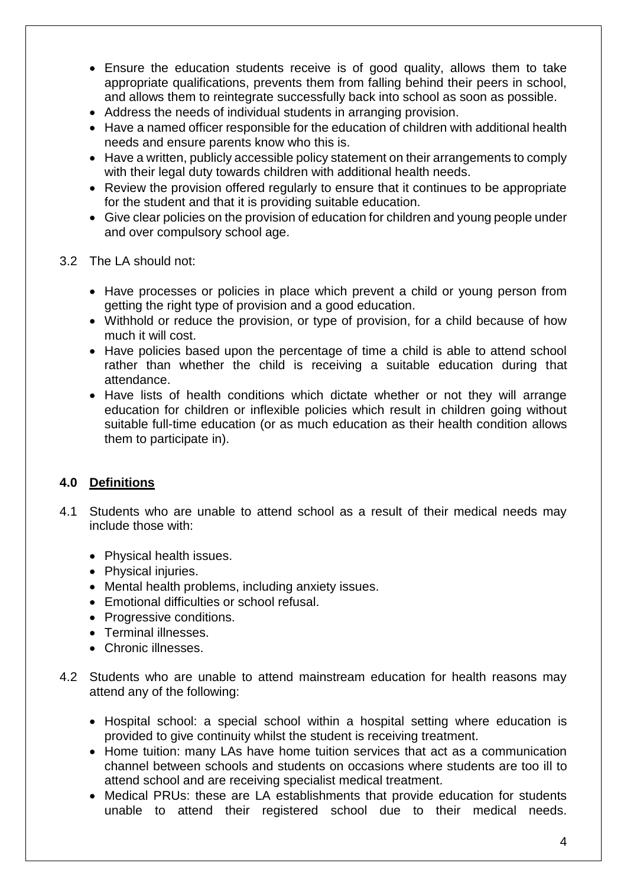- Ensure the education students receive is of good quality, allows them to take appropriate qualifications, prevents them from falling behind their peers in school, and allows them to reintegrate successfully back into school as soon as possible.
- Address the needs of individual students in arranging provision.
- Have a named officer responsible for the education of children with additional health needs and ensure parents know who this is.
- Have a written, publicly accessible policy statement on their arrangements to comply with their legal duty towards children with additional health needs.
- Review the provision offered regularly to ensure that it continues to be appropriate for the student and that it is providing suitable education.
- Give clear policies on the provision of education for children and young people under and over compulsory school age.

3.2 The LA should not:

- Have processes or policies in place which prevent a child or young person from getting the right type of provision and a good education.
- Withhold or reduce the provision, or type of provision, for a child because of how much it will cost.
- Have policies based upon the percentage of time a child is able to attend school rather than whether the child is receiving a suitable education during that attendance.
- Have lists of health conditions which dictate whether or not they will arrange education for children or inflexible policies which result in children going without suitable full-time education (or as much education as their health condition allows them to participate in).

## 4.0 Definitions

4.1 Students who are unable to attend school as a result of their medical needs may include those with:

- Physical health issues.
- Physical injuries.
- Mental health problems, including anxiety issues.
- Emotional difficulties or school refusal.
- Progressive conditions.
- Terminal illnesses.
- Chronic illnesses.

4.2 Students who are unable to attend mainstream education for health reasons may attend any of the following:

- Hospital school: a special school within a hospital setting where education is provided to give continuity whilst the student is receiving treatment.
- Home tuition: many LAs have home tuition services that act as a communication channel between schools and students on occasions where students are too ill to attend school and are receiving specialist medical treatment.
- Medical PRUs: these are LA establishments that provide education for students unable to attend their registered school due to their medical needs.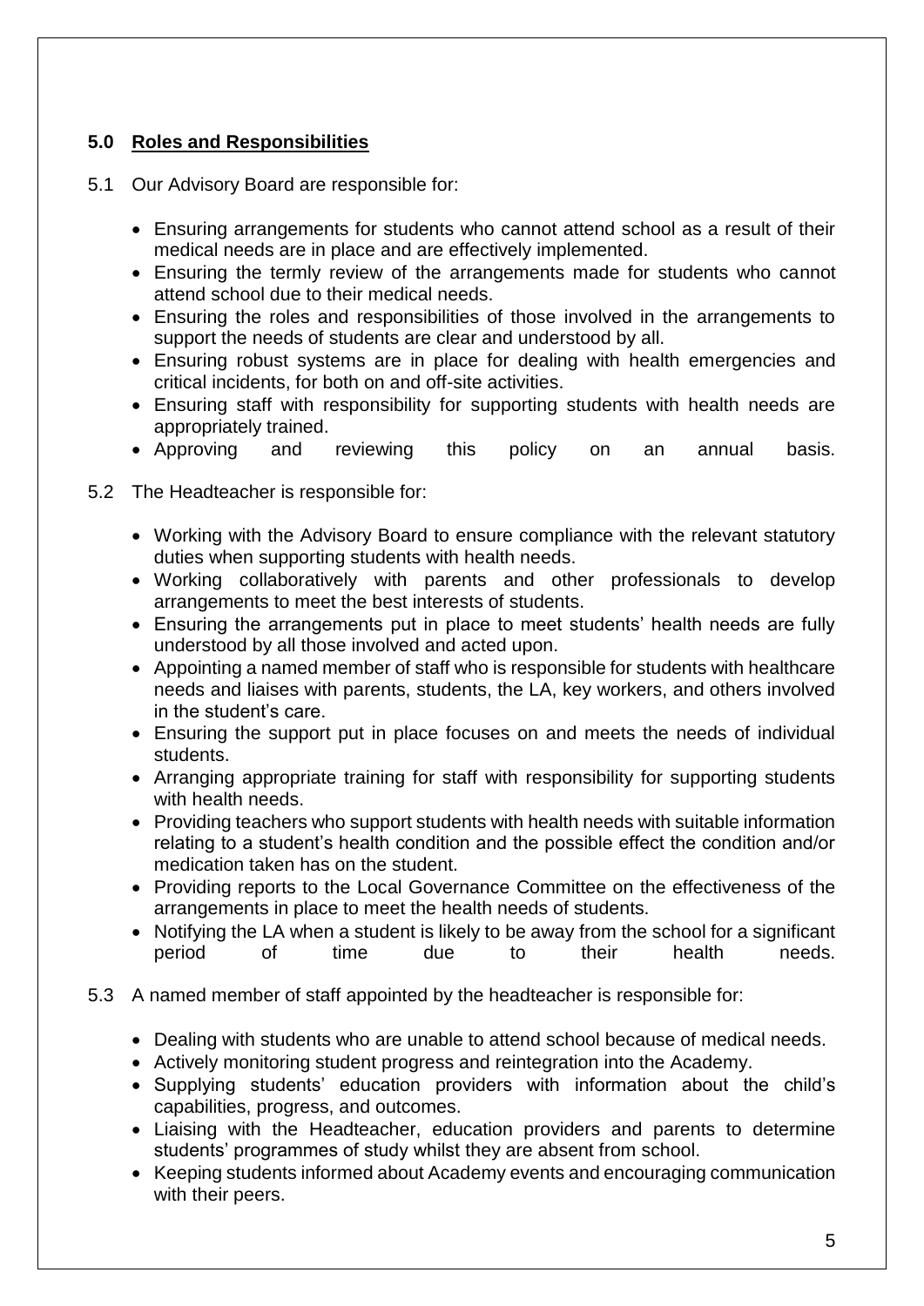## 5.0 Roles and Responsibilities

5.1 Our Advisory Board are responsible for:

- Ensuring arrangements for students who cannot attend school as a result of their medical needs are in place and are effectively implemented.
- Ensuring the termly review of the arrangements made for students who cannot attend school due to their medical needs.
- Ensuring the roles and responsibilities of those involved in the arrangements to support the needs of students are clear and understood by all.
- Ensuring robust systems are in place for dealing with health emergencies and critical incidents, for both on and off-site activities.
- Ensuring staff with responsibility for supporting students with health needs are appropriately trained.
- Approving and reviewing this policy on an annual basis.

5.2 The Headteacher is responsible for:

- Working with the Advisory Board to ensure compliance with the relevant statutory duties when supporting students with health needs.
- Working collaboratively with parents and other professionals to develop arrangements to meet the best interests of students.
- Ensuring the arrangements put in place to meet students' health needs are fully understood by all those involved and acted upon.
- Appointing a named member of staff who is responsible for students with healthcare needs and liaises with parents, students, the LA, key workers, and others involved in the student's care.
- Ensuring the support put in place focuses on and meets the needs of individual students.
- Arranging appropriate training for staff with responsibility for supporting students with health needs.
- Providing teachers who support students with health needs with suitable information relating to a student's health condition and the possible effect the condition and/or medication taken has on the student.
- Providing reports to the Local Governance Committee on the effectiveness of the arrangements in place to meet the health needs of students.
- Notifying the LA when a student is likely to be away from the school for a significant period of time due to their health needs.

5.3 A named member of staff appointed by the headteacher is responsible for:

- Dealing with students who are unable to attend school because of medical needs.
- Actively monitoring student progress and reintegration into the Academy.
- Supplying students' education providers with information about the child's capabilities, progress, and outcomes.
- Liaising with the Headteacher, education providers and parents to determine students' programmes of study whilst they are absent from school.
- Keeping students informed about Academy events and encouraging communication with their peers.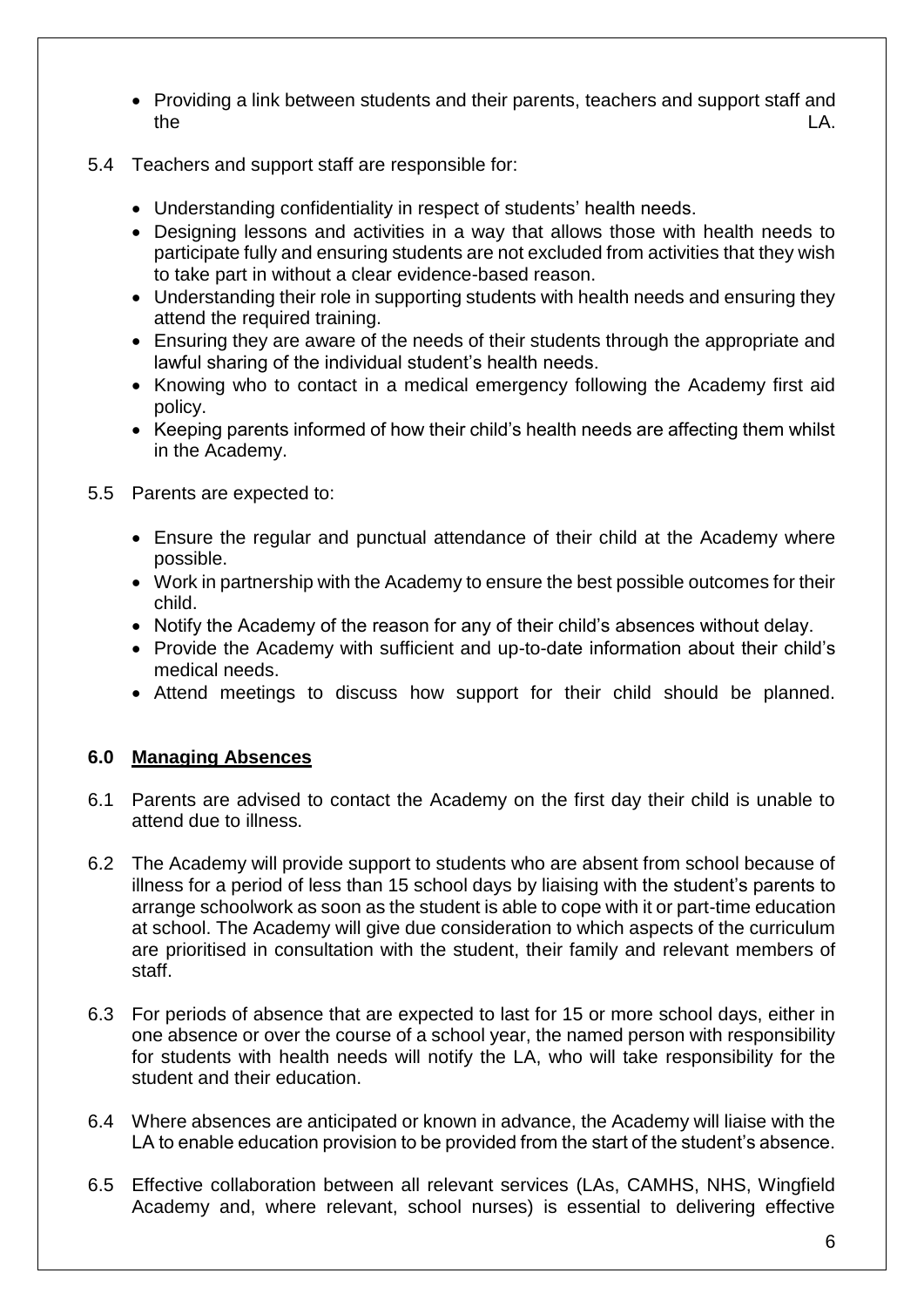- Providing a link between students and their parents, teachers and support staff and the LA.

5.4 Teachers and support staff are responsible for:

- Understanding confidentiality in respect of students' health needs.
- Designing lessons and activities in a way that allows those with health needs to participate fully and ensuring students are not excluded from activities that they wish to take part in without a clear evidence-based reason.
- Understanding their role in supporting students with health needs and ensuring they attend the required training.
- Ensuring they are aware of the needs of their students through the appropriate and lawful sharing of the individual student's health needs.
- Knowing who to contact in a medical emergency following the Academy first aid policy.
- Keeping parents informed of how their child's health needs are affecting them whilst in the Academy.

5.5 Parents are expected to:

- Ensure the regular and punctual attendance of their child at the Academy where possible.
- Work in partnership with the Academy to ensure the best possible outcomes for their child.
- Notify the Academy of the reason for any of their child's absences without delay.
- Provide the Academy with sufficient and up-to-date information about their child's medical needs.
- Attend meetings to discuss how support for their child should be planned.

## 6.0 Managing Absences

6.1 Parents are advised to contact the Academy on the first day their child is unable to attend due to illness.

6.2 The Academy will provide support to students who are absent from school because of illness for a period of less than 15 school days by liaising with the student's parents to arrange schoolwork as soon as the student is able to cope with it or part-time education at school. The Academy will give due consideration to which aspects of the curriculum are prioritised in consultation with the student, their family and relevant members of staff.

6.3 For periods of absence that are expected to last for 15 or more school days, either in one absence or over the course of a school year, the named person with responsibility for students with health needs will notify the LA, who will take responsibility for the student and their education.

6.4 Where absences are anticipated or known in advance, the Academy will liaise with the LA to enable education provision to be provided from the start of the student's absence.

6.5 Effective collaboration between all relevant services (LAs, CAMHS, NHS, Wingfield Academy and, where relevant, school nurses) is essential to delivering effective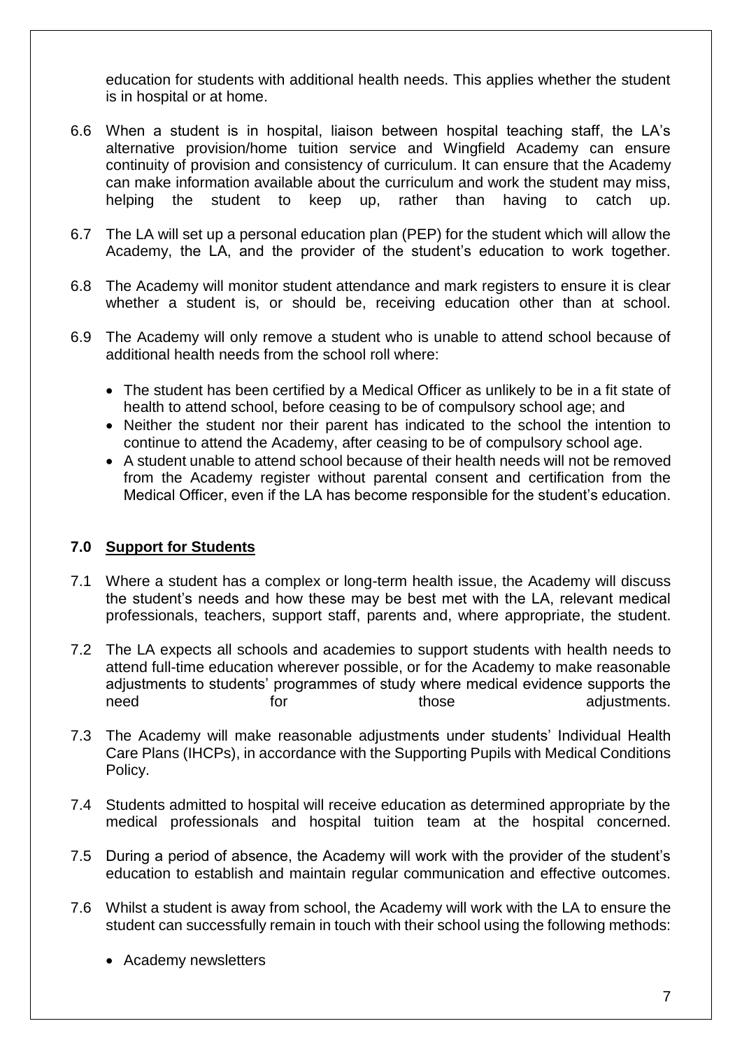education for students with additional health needs. This applies whether the student is in hospital or at home.

6.6 When a student is in hospital, liaison between hospital teaching staff, the LA's alternative provision/home tuition service and Wingfield Academy can ensure continuity of provision and consistency of curriculum. It can ensure that the Academy can make information available about the curriculum and work the student may miss, helping the student to keep up, rather than having to catch up.

6.7 The LA will set up a personal education plan (PEP) for the student which will allow the Academy, the LA, and the provider of the student's education to work together.

6.8 The Academy will monitor student attendance and mark registers to ensure it is clear whether a student is, or should be, receiving education other than at school.

6.9 The Academy will only remove a student who is unable to attend school because of additional health needs from the school roll where:

- The student has been certified by a Medical Officer as unlikely to be in a fit state of health to attend school, before ceasing to be of compulsory school age; and
- Neither the student nor their parent has indicated to the school the intention to continue to attend the Academy, after ceasing to be of compulsory school age.
- A student unable to attend school because of their health needs will not be removed from the Academy register without parental consent and certification from the Medical Officer, even if the LA has become responsible for the student's education.

## 7.0 Support for Students

7.1 Where a student has a complex or long-term health issue, the Academy will discuss the student's needs and how these may be best met with the LA, relevant medical professionals, teachers, support staff, parents and, where appropriate, the student.

7.2 The LA expects all schools and academies to support students with health needs to attend full-time education wherever possible, or for the Academy to make reasonable adjustments to students' programmes of study where medical evidence supports the need for those adjustments.

7.3 The Academy will make reasonable adjustments under students' Individual Health Care Plans (IHCPs), in accordance with the Supporting Pupils with Medical Conditions Policy.

7.4 Students admitted to hospital will receive education as determined appropriate by the medical professionals and hospital tuition team at the hospital concerned.

7.5 During a period of absence, the Academy will work with the provider of the student's education to establish and maintain regular communication and effective outcomes.

7.6 Whilst a student is away from school, the Academy will work with the LA to ensure the student can successfully remain in touch with their school using the following methods:

- Academy newsletters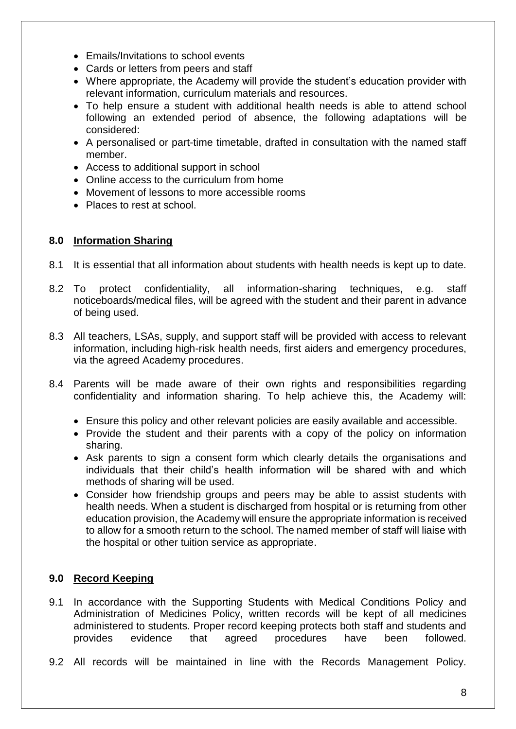- Emails/Invitations to school events
- Cards or letters from peers and staff
- Where appropriate, the Academy will provide the student's education provider with relevant information, curriculum materials and resources.
- To help ensure a student with additional health needs is able to attend school following an extended period of absence, the following adaptations will be considered:
- A personalised or part-time timetable, drafted in consultation with the named staff member.
- Access to additional support in school
- Online access to the curriculum from home
- Movement of lessons to more accessible rooms
- Places to rest at school.

## 8.0 Information Sharing

8.1 It is essential that all information about students with health needs is kept up to date.

8.2 To protect confidentiality, all information-sharing techniques, e.g. staff noticeboards/medical files, will be agreed with the student and their parent in advance of being used.

8.3 All teachers, LSAs, supply, and support staff will be provided with access to relevant information, including high-risk health needs, first aiders and emergency procedures, via the agreed Academy procedures.

8.4 Parents will be made aware of their own rights and responsibilities regarding confidentiality and information sharing. To help achieve this, the Academy will:

- Ensure this policy and other relevant policies are easily available and accessible.
- Provide the student and their parents with a copy of the policy on information sharing.
- Ask parents to sign a consent form which clearly details the organisations and individuals that their child's health information will be shared with and which methods of sharing will be used.
- Consider how friendship groups and peers may be able to assist students with health needs. When a student is discharged from hospital or is returning from other education provision, the Academy will ensure the appropriate information is received to allow for a smooth return to the school. The named member of staff will liaise with the hospital or other tuition service as appropriate.

## 9.0 Record Keeping

9.1 In accordance with the Supporting Students with Medical Conditions Policy and Administration of Medicines Policy, written records will be kept of all medicines administered to students. Proper record keeping protects both staff and students and provides evidence that agreed procedures have been followed.

9.2 All records will be maintained in line with the Records Management Policy.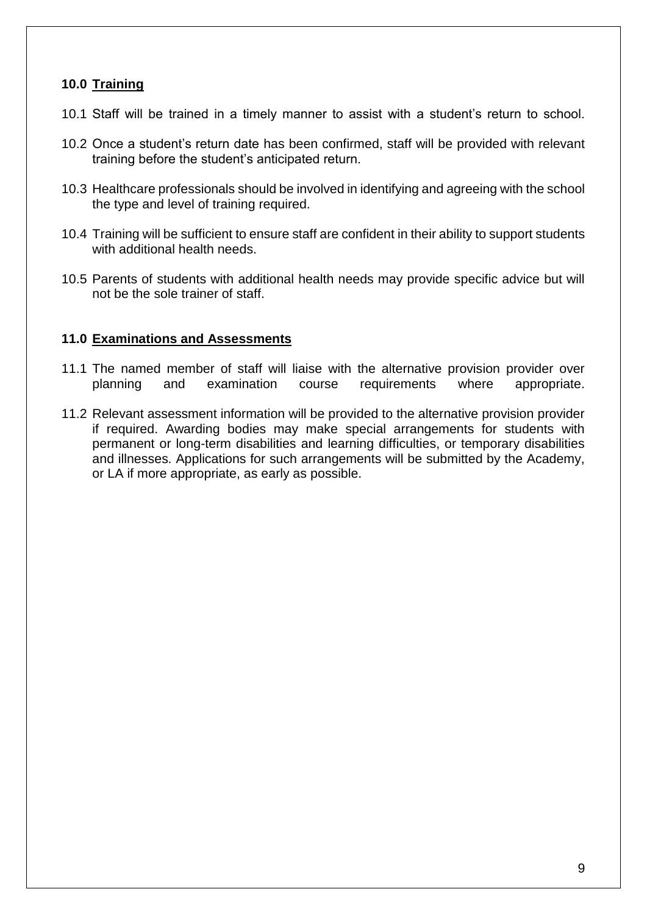## 10.0 Training

10.1 Staff will be trained in a timely manner to assist with a student's return to school.

10.2 Once a student's return date has been confirmed, staff will be provided with relevant training before the student's anticipated return.

10.3 Healthcare professionals should be involved in identifying and agreeing with the school the type and level of training required.

10.4 Training will be sufficient to ensure staff are confident in their ability to support students with additional health needs.

10.5 Parents of students with additional health needs may provide specific advice but will not be the sole trainer of staff.

## 11.0 Examinations and Assessments

11.1 The named member of staff will liaise with the alternative provision provider over planning and examination course requirements where appropriate.

11.2 Relevant assessment information will be provided to the alternative provision provider if required. Awarding bodies may make special arrangements for students with permanent or long-term disabilities and learning difficulties, or temporary disabilities and illnesses. Applications for such arrangements will be submitted by the Academy, or LA if more appropriate, as early as possible.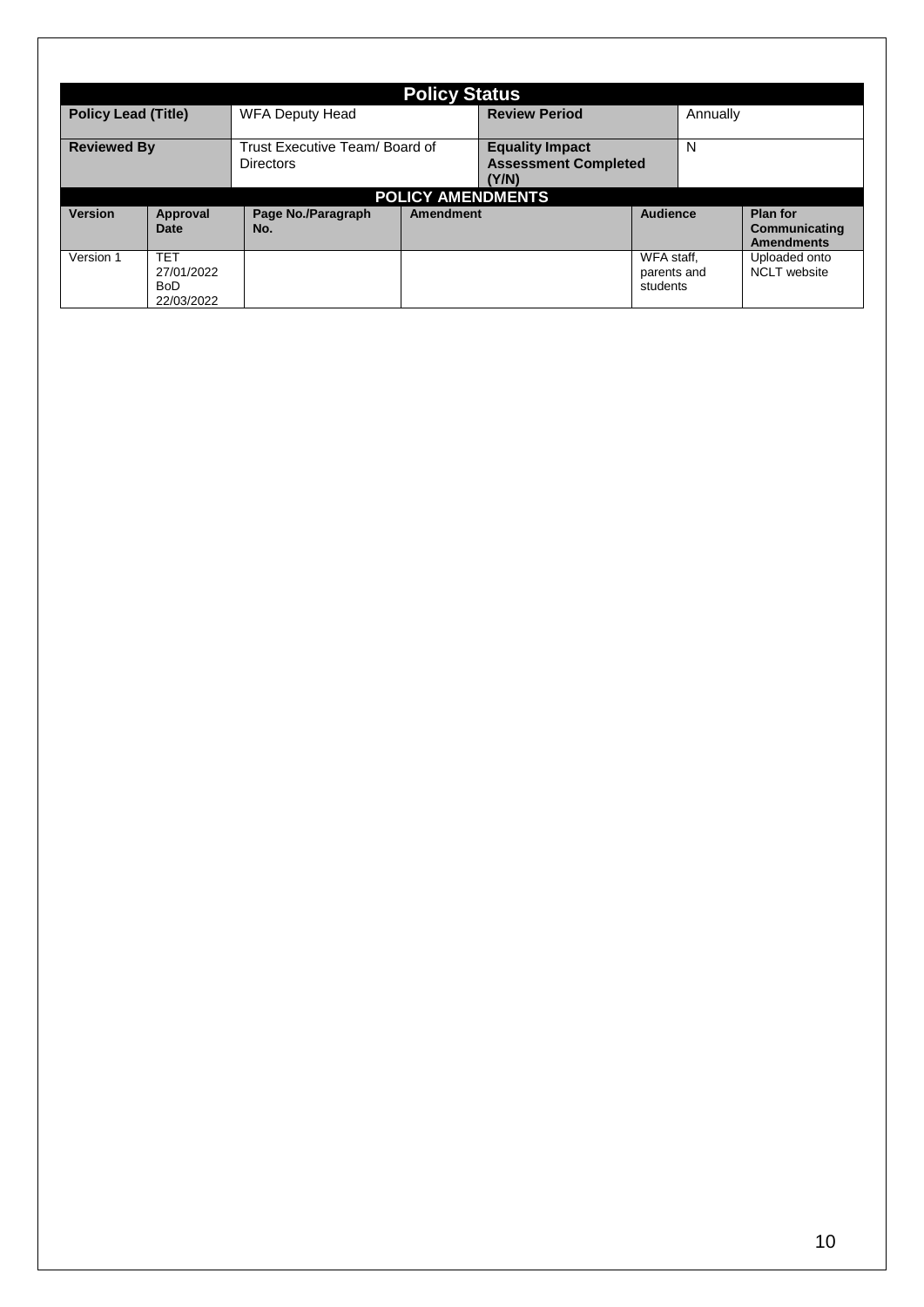## Policy Status

| | | | |
|---|---|---|---|
| **Policy Lead (Title)** | WFA Deputy Head | **Review Period** | Annually |
| **Reviewed By** | Trust Executive Team/ Board of Directors | **Equality Impact Assessment Completed (Y/N)** | N |

## POLICY AMENDMENTS

| Version | Approval Date | Page No./Paragraph No. | Amendment | Audience | Plan for Communicating Amendments |
|---|---|---|---|---|---|
| Version 1 | TET 27/01/2022 BoD 22/03/2022 | | | WFA staff, parents and students | Uploaded onto NCLT website |